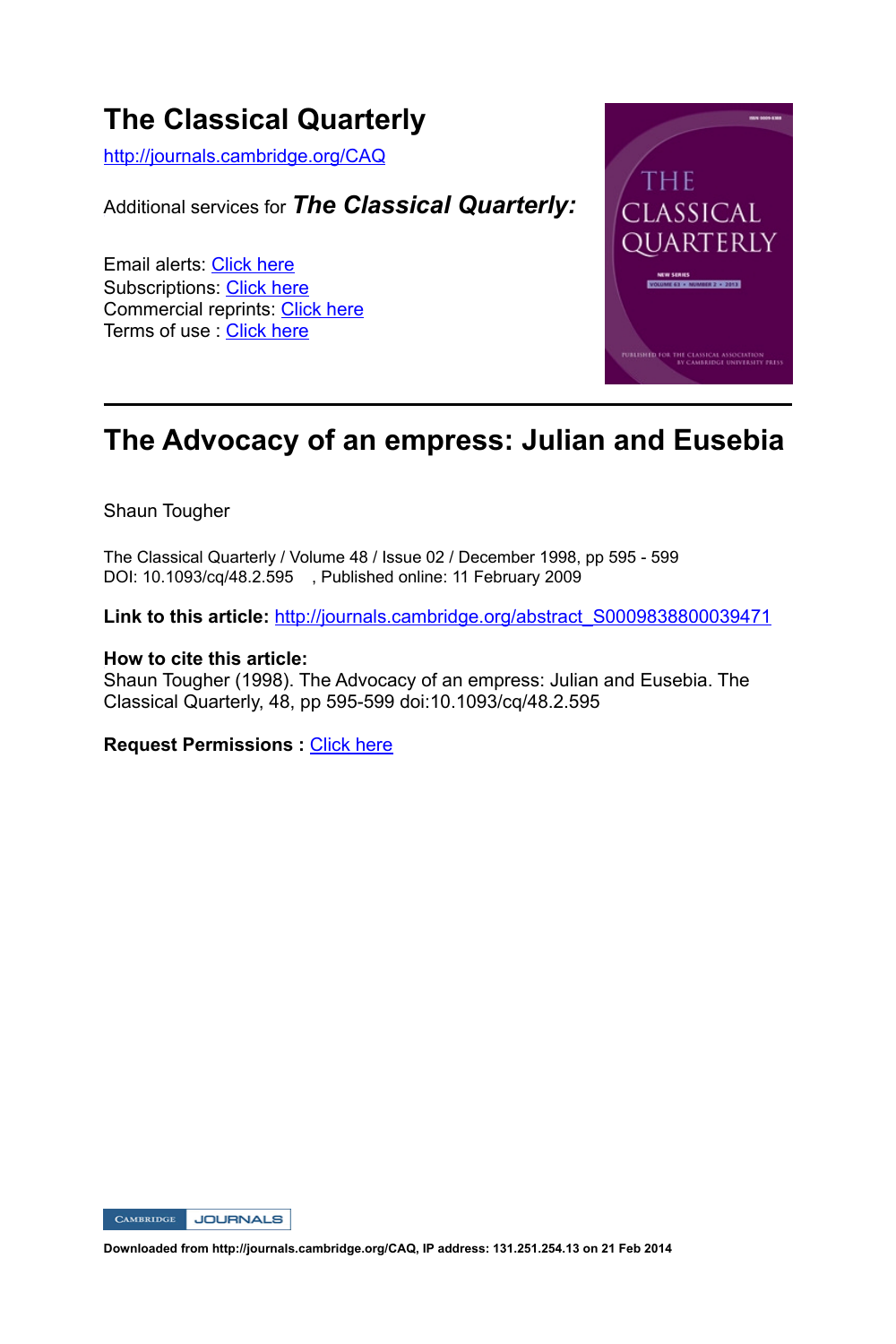# The Classical Quarterly

http://journals.cambridge.org/CAQ

Additional services for ***The Classical Quarterly:***

Email alerts: Click here
Subscriptions: Click here
Commercial reprints: Click here
Terms of use : Click here

## The Advocacy of an empress: Julian and Eusebia

Shaun Tougher

The Classical Quarterly / Volume 48 / Issue 02 / December 1998, pp 595 - 599
DOI: 10.1093/cq/48.2.595 , Published online: 11 February 2009

**Link to this article:** http://journals.cambridge.org/abstract_S0009838800039471

**How to cite this article:**
Shaun Tougher (1998). The Advocacy of an empress: Julian and Eusebia. The Classical Quarterly, 48, pp 595-599 doi:10.1093/cq/48.2.595

**Request Permissions :** Click here

**Downloaded from http://journals.cambridge.org/CAQ, IP address: 131.251.254.13 on 21 Feb 2014**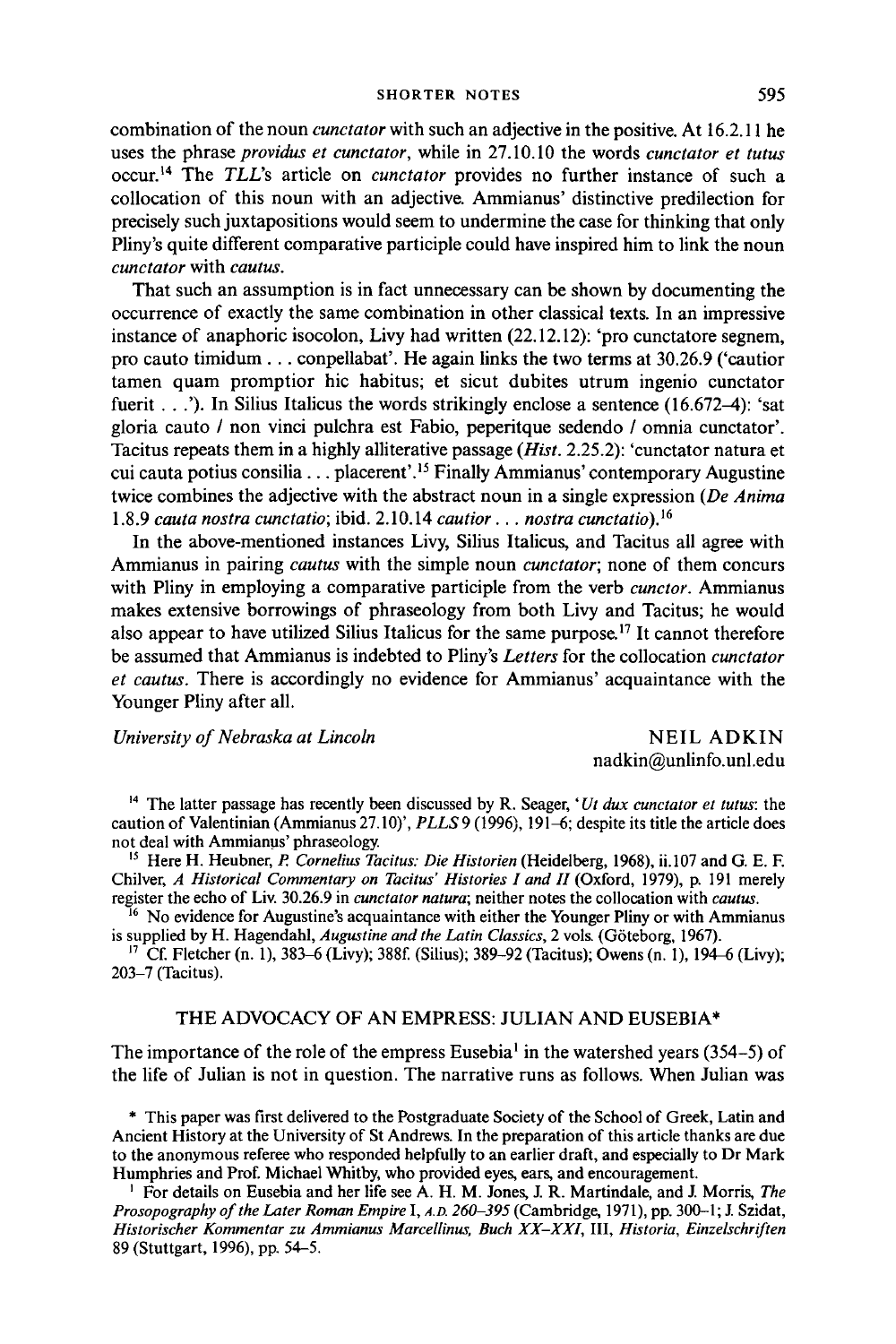combination of the noun *cunctator* with such an adjective in the positive. At 16.2.11 he uses the phrase *providus et cunctator*, while in 27.10.10 the words *cunctator et tutus* occur.[14] The *TLL*'s article on *cunctator* provides no further instance of such a collocation of this noun with an adjective. Ammianus' distinctive predilection for precisely such juxtapositions would seem to undermine the case for thinking that only Pliny's quite different comparative participle could have inspired him to link the noun *cunctator* with *cautus*.

That such an assumption is in fact unnecessary can be shown by documenting the occurrence of exactly the same combination in other classical texts. In an impressive instance of anaphoric isocolon, Livy had written (22.12.12): 'pro cunctatore segnem, pro cauto timidum . . . conpellabat'. He again links the two terms at 30.26.9 ('cautior tamen quam promptior hic habitus; et sicut dubites utrum ingenio cunctator fuerit . . .'). In Silius Italicus the words strikingly enclose a sentence (16.672–4): 'sat gloria cauto / non vinci pulchra est Fabio, peperitque sedendo / omnia cunctator'. Tacitus repeats them in a highly alliterative passage (*Hist.* 2.25.2): 'cunctator natura et cui cauta potius consilia . . . placerent'.[15] Finally Ammianus' contemporary Augustine twice combines the adjective with the abstract noun in a single expression (*De Anima* 1.8.9 *cauta nostra cunctatio*; ibid. 2.10.14 *cautior . . . nostra cunctatio*).[16]

In the above-mentioned instances Livy, Silius Italicus, and Tacitus all agree with Ammianus in pairing *cautus* with the simple noun *cunctator*; none of them concurs with Pliny in employing a comparative participle from the verb *cunctor*. Ammianus makes extensive borrowings of phraseology from both Livy and Tacitus; he would also appear to have utilized Silius Italicus for the same purpose.[17] It cannot therefore be assumed that Ammianus is indebted to Pliny's *Letters* for the collocation *cunctator et cautus*. There is accordingly no evidence for Ammianus' acquaintance with the Younger Pliny after all.

*University of Nebraska at Lincoln* — NEIL ADKIN
nadkin@unlinfo.unl.edu

[14] The latter passage has recently been discussed by R. Seager, '*Ut dux cunctator et tutus*: the caution of Valentinian (Ammianus 27.10)', *PLLS* 9 (1996), 191–6; despite its title the article does not deal with Ammianus' phraseology.

[15] Here H. Heubner, *P. Cornelius Tacitus: Die Historien* (Heidelberg, 1968), ii.107 and G. E. F. Chilver, *A Historical Commentary on Tacitus' Histories I and II* (Oxford, 1979), p. 191 merely register the echo of Liv. 30.26.9 in *cunctator natura*; neither notes the collocation with *cautus*.

[16] No evidence for Augustine's acquaintance with either the Younger Pliny or with Ammianus is supplied by H. Hagendahl, *Augustine and the Latin Classics*, 2 vols. (Göteborg, 1967).

[17] Cf. Fletcher (n. 1), 383–6 (Livy); 388f. (Silius); 389–92 (Tacitus); Owens (n. 1), 194–6 (Livy); 203–7 (Tacitus).

## THE ADVOCACY OF AN EMPRESS: JULIAN AND EUSEBIA*

The importance of the role of the empress Eusebia[1] in the watershed years (354–5) of the life of Julian is not in question. The narrative runs as follows. When Julian was

\* This paper was first delivered to the Postgraduate Society of the School of Greek, Latin and Ancient History at the University of St Andrews. In the preparation of this article thanks are due to the anonymous referee who responded helpfully to an earlier draft, and especially to Dr Mark Humphries and Prof. Michael Whitby, who provided eyes, ears, and encouragement.

[1] For details on Eusebia and her life see A. H. M. Jones, J. R. Martindale, and J. Morris, *The Prosopography of the Later Roman Empire* I, A.D. *260–395* (Cambridge, 1971), pp. 300–1; J. Szidat, *Historischer Kommentar zu Ammianus Marcellinus, Buch XX–XXI*, III, *Historia, Einzelschriften* 89 (Stuttgart, 1996), pp. 54–5.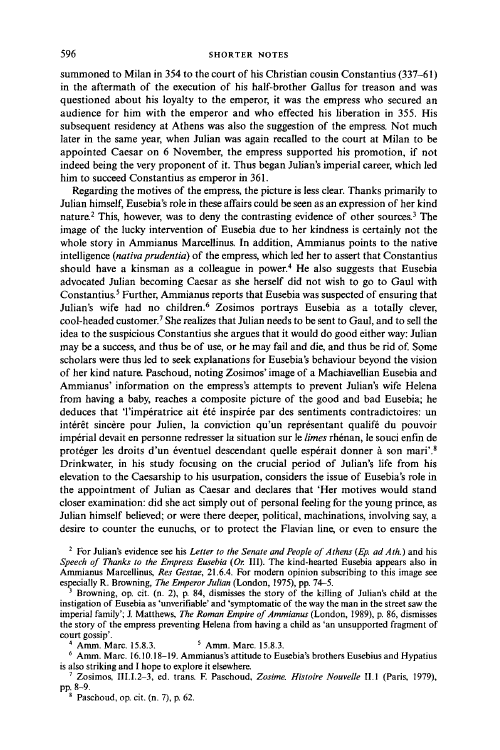summoned to Milan in 354 to the court of his Christian cousin Constantius (337–61) in the aftermath of the execution of his half-brother Gallus for treason and was questioned about his loyalty to the emperor, it was the empress who secured an audience for him with the emperor and who effected his liberation in 355. His subsequent residency at Athens was also the suggestion of the empress. Not much later in the same year, when Julian was again recalled to the court at Milan to be appointed Caesar on 6 November, the empress supported his promotion, if not indeed being the very proponent of it. Thus began Julian's imperial career, which led him to succeed Constantius as emperor in 361.

Regarding the motives of the empress, the picture is less clear. Thanks primarily to Julian himself, Eusebia's role in these affairs could be seen as an expression of her kind nature.[2] This, however, was to deny the contrasting evidence of other sources.[3] The image of the lucky intervention of Eusebia due to her kindness is certainly not the whole story in Ammianus Marcellinus. In addition, Ammianus points to the native intelligence (*nativa prudentia*) of the empress, which led her to assert that Constantius should have a kinsman as a colleague in power.[4] He also suggests that Eusebia advocated Julian becoming Caesar as she herself did not wish to go to Gaul with Constantius.[5] Further, Ammianus reports that Eusebia was suspected of ensuring that Julian's wife had no children.[6] Zosimos portrays Eusebia as a totally clever, cool-headed customer.[7] She realizes that Julian needs to be sent to Gaul, and to sell the idea to the suspicious Constantius she argues that it would do good either way: Julian may be a success, and thus be of use, or he may fail and die, and thus be rid of. Some scholars were thus led to seek explanations for Eusebia's behaviour beyond the vision of her kind nature. Paschoud, noting Zosimos' image of a Machiavellian Eusebia and Ammianus' information on the empress's attempts to prevent Julian's wife Helena from having a baby, reaches a composite picture of the good and bad Eusebia; he deduces that 'l'impératrice ait été inspirée par des sentiments contradictoires: un intérêt sincère pour Julien, la conviction qu'un représentant qualifé du pouvoir impérial devait en personne redresser la situation sur le *limes* rhénan, le souci enfin de protéger les droits d'un éventuel descendant quelle espérait donner à son mari'.[8] Drinkwater, in his study focusing on the crucial period of Julian's life from his elevation to the Caesarship to his usurpation, considers the issue of Eusebia's role in the appointment of Julian as Caesar and declares that 'Her motives would stand closer examination: did she act simply out of personal feeling for the young prince, as Julian himself believed; or were there deeper, political, machinations, involving say, a desire to counter the eunuchs, or to protect the Flavian line, or even to ensure the

[2] For Julian's evidence see his *Letter to the Senate and People of Athens* (*Ep. ad Ath.*) and his *Speech of Thanks to the Empress Eusebia* (*Or.* III). The kind-hearted Eusebia appears also in Ammianus Marcellinus, *Res Gestae*, 21.6.4. For modern opinion subscribing to this image see especially R. Browning, *The Emperor Julian* (London, 1975), pp. 74–5.

[3] Browning, op. cit. (n. 2), p. 84, dismisses the story of the killing of Julian's child at the instigation of Eusebia as 'unverifiable' and 'symptomatic of the way the man in the street saw the imperial family'; J. Matthews, *The Roman Empire of Ammianus* (London, 1989), p. 86, dismisses the story of the empress preventing Helena from having a child as 'an unsupported fragment of court gossip'.

[4] Amm. Marc. 15.8.3.

[5] Amm. Marc. 15.8.3.

[6] Amm. Marc. 16.10.18–19. Ammianus's attitude to Eusebia's brothers Eusebius and Hypatius is also striking and I hope to explore it elsewhere.

[7] Zosimos, III.1.2–3, ed. trans. F. Paschoud, *Zosime. Histoire Nouvelle* II.1 (Paris, 1979), pp. 8–9.

[8] Paschoud, op. cit. (n. 7), p. 62.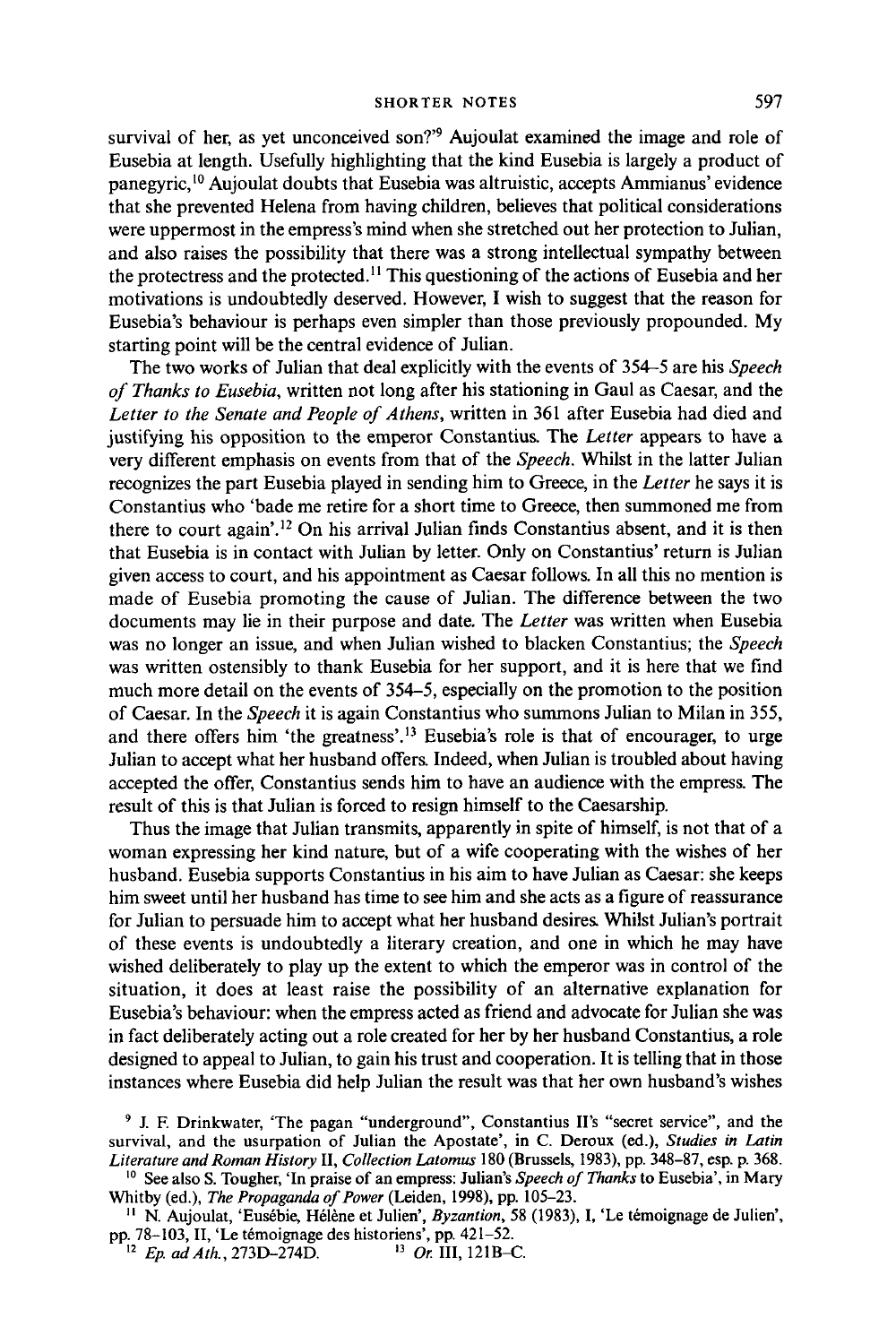survival of her, as yet unconceived son?'[9] Aujoulat examined the image and role of Eusebia at length. Usefully highlighting that the kind Eusebia is largely a product of panegyric,[10] Aujoulat doubts that Eusebia was altruistic, accepts Ammianus' evidence that she prevented Helena from having children, believes that political considerations were uppermost in the empress's mind when she stretched out her protection to Julian, and also raises the possibility that there was a strong intellectual sympathy between the protectress and the protected.[11] This questioning of the actions of Eusebia and her motivations is undoubtedly deserved. However, I wish to suggest that the reason for Eusebia's behaviour is perhaps even simpler than those previously propounded. My starting point will be the central evidence of Julian.

The two works of Julian that deal explicitly with the events of 354–5 are his *Speech of Thanks to Eusebia*, written not long after his stationing in Gaul as Caesar, and the *Letter to the Senate and People of Athens*, written in 361 after Eusebia had died and justifying his opposition to the emperor Constantius. The *Letter* appears to have a very different emphasis on events from that of the *Speech*. Whilst in the latter Julian recognizes the part Eusebia played in sending him to Greece, in the *Letter* he says it is Constantius who 'bade me retire for a short time to Greece, then summoned me from there to court again'.[12] On his arrival Julian finds Constantius absent, and it is then that Eusebia is in contact with Julian by letter. Only on Constantius' return is Julian given access to court, and his appointment as Caesar follows. In all this no mention is made of Eusebia promoting the cause of Julian. The difference between the two documents may lie in their purpose and date. The *Letter* was written when Eusebia was no longer an issue, and when Julian wished to blacken Constantius; the *Speech* was written ostensibly to thank Eusebia for her support, and it is here that we find much more detail on the events of 354–5, especially on the promotion to the position of Caesar. In the *Speech* it is again Constantius who summons Julian to Milan in 355, and there offers him 'the greatness'.[13] Eusebia's role is that of encourager, to urge Julian to accept what her husband offers. Indeed, when Julian is troubled about having accepted the offer, Constantius sends him to have an audience with the empress. The result of this is that Julian is forced to resign himself to the Caesarship.

Thus the image that Julian transmits, apparently in spite of himself, is not that of a woman expressing her kind nature, but of a wife cooperating with the wishes of her husband. Eusebia supports Constantius in his aim to have Julian as Caesar: she keeps him sweet until her husband has time to see him and she acts as a figure of reassurance for Julian to persuade him to accept what her husband desires. Whilst Julian's portrait of these events is undoubtedly a literary creation, and one in which he may have wished deliberately to play up the extent to which the emperor was in control of the situation, it does at least raise the possibility of an alternative explanation for Eusebia's behaviour: when the empress acted as friend and advocate for Julian she was in fact deliberately acting out a role created for her by her husband Constantius, a role designed to appeal to Julian, to gain his trust and cooperation. It is telling that in those instances where Eusebia did help Julian the result was that her own husband's wishes

[9] J. F. Drinkwater, 'The pagan "underground", Constantius II's "secret service", and the survival, and the usurpation of Julian the Apostate', in C. Deroux (ed.), *Studies in Latin Literature and Roman History* II, *Collection Latomus* 180 (Brussels, 1983), pp. 348–87, esp. p. 368.

[10] See also S. Tougher, 'In praise of an empress: Julian's *Speech of Thanks* to Eusebia', in Mary Whitby (ed.), *The Propaganda of Power* (Leiden, 1998), pp. 105–23.

[11] N. Aujoulat, 'Eusébie, Hélène et Julien', *Byzantion*, 58 (1983), I, 'Le témoignage de Julien', pp. 78–103, II, 'Le témoignage des historiens', pp. 421–52.

[12] *Ep. ad Ath.*, 273D–274D.

[13] *Or.* III, 121B–C.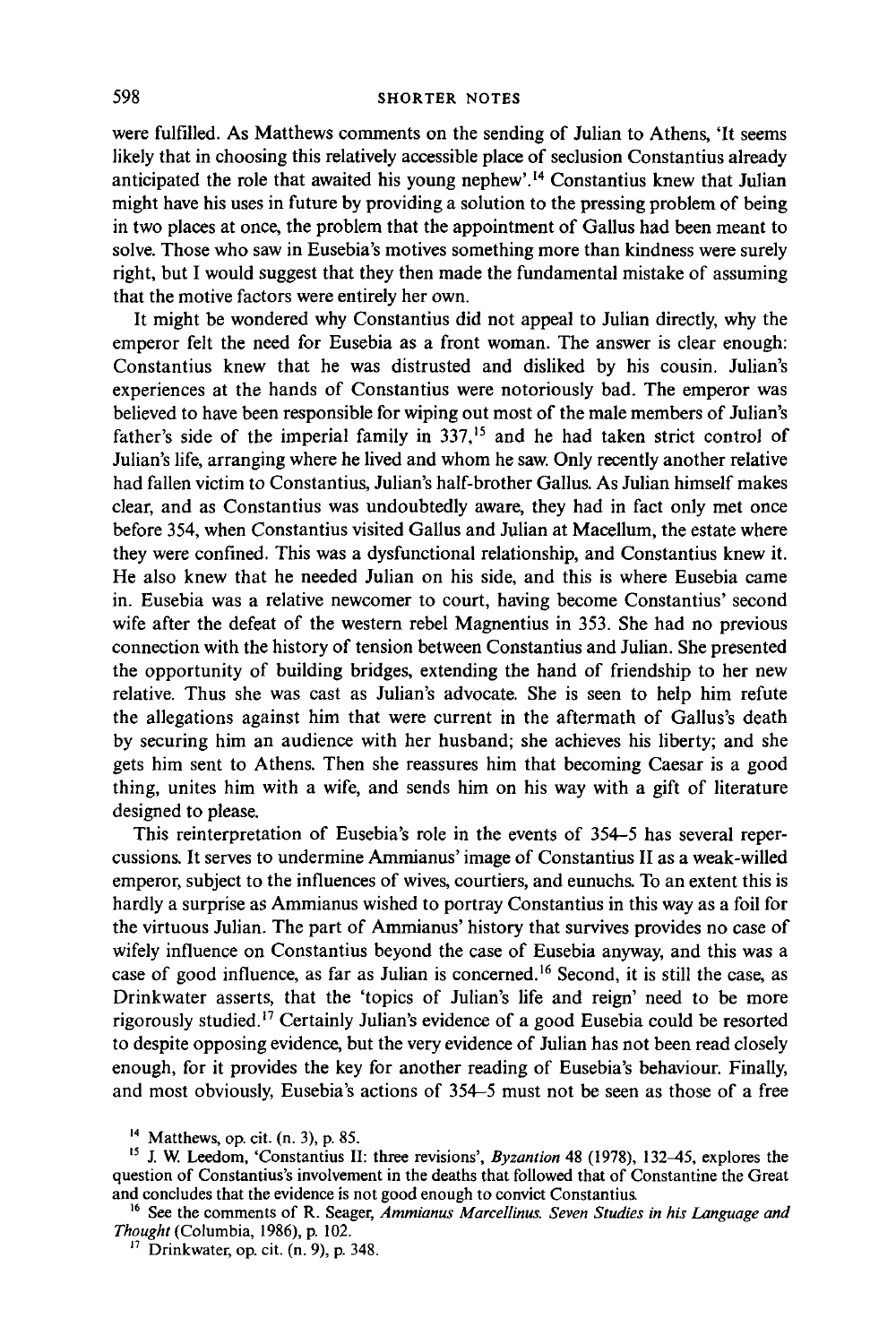were fulfilled. As Matthews comments on the sending of Julian to Athens, 'It seems likely that in choosing this relatively accessible place of seclusion Constantius already anticipated the role that awaited his young nephew'.[14] Constantius knew that Julian might have his uses in future by providing a solution to the pressing problem of being in two places at once, the problem that the appointment of Gallus had been meant to solve. Those who saw in Eusebia's motives something more than kindness were surely right, but I would suggest that they then made the fundamental mistake of assuming that the motive factors were entirely her own.

It might be wondered why Constantius did not appeal to Julian directly, why the emperor felt the need for Eusebia as a front woman. The answer is clear enough: Constantius knew that he was distrusted and disliked by his cousin. Julian's experiences at the hands of Constantius were notoriously bad. The emperor was believed to have been responsible for wiping out most of the male members of Julian's father's side of the imperial family in 337,[15] and he had taken strict control of Julian's life, arranging where he lived and whom he saw. Only recently another relative had fallen victim to Constantius, Julian's half-brother Gallus. As Julian himself makes clear, and as Constantius was undoubtedly aware, they had in fact only met once before 354, when Constantius visited Gallus and Julian at Macellum, the estate where they were confined. This was a dysfunctional relationship, and Constantius knew it. He also knew that he needed Julian on his side, and this is where Eusebia came in. Eusebia was a relative newcomer to court, having become Constantius' second wife after the defeat of the western rebel Magnentius in 353. She had no previous connection with the history of tension between Constantius and Julian. She presented the opportunity of building bridges, extending the hand of friendship to her new relative. Thus she was cast as Julian's advocate. She is seen to help him refute the allegations against him that were current in the aftermath of Gallus's death by securing him an audience with her husband; she achieves his liberty; and she gets him sent to Athens. Then she reassures him that becoming Caesar is a good thing, unites him with a wife, and sends him on his way with a gift of literature designed to please.

This reinterpretation of Eusebia's role in the events of 354–5 has several repercussions. It serves to undermine Ammianus' image of Constantius II as a weak-willed emperor, subject to the influences of wives, courtiers, and eunuchs. To an extent this is hardly a surprise as Ammianus wished to portray Constantius in this way as a foil for the virtuous Julian. The part of Ammianus' history that survives provides no case of wifely influence on Constantius beyond the case of Eusebia anyway, and this was a case of good influence, as far as Julian is concerned.[16] Second, it is still the case, as Drinkwater asserts, that the 'topics of Julian's life and reign' need to be more rigorously studied.[17] Certainly Julian's evidence of a good Eusebia could be resorted to despite opposing evidence, but the very evidence of Julian has not been read closely enough, for it provides the key for another reading of Eusebia's behaviour. Finally, and most obviously, Eusebia's actions of 354–5 must not be seen as those of a free

[14] Matthews, op. cit. (n. 3), p. 85.

[15] J. W. Leedom, 'Constantius II: three revisions', *Byzantion* 48 (1978), 132–45, explores the question of Constantius's involvement in the deaths that followed that of Constantine the Great and concludes that the evidence is not good enough to convict Constantius.

[16] See the comments of R. Seager, *Ammianus Marcellinus. Seven Studies in his Language and Thought* (Columbia, 1986), p. 102.

[17] Drinkwater, op. cit. (n. 9), p. 348.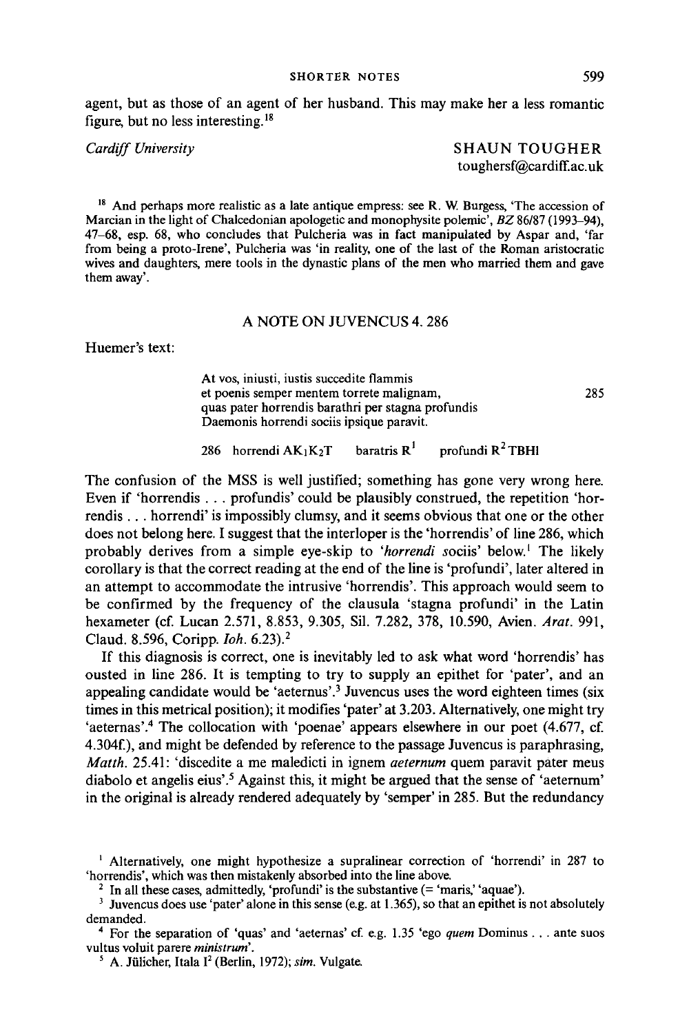agent, but as those of an agent of her husband. This may make her a less romantic figure, but no less interesting.[18]

*Cardiff University*

SHAUN TOUGHER
toughersf@cardiff.ac.uk

[18] And perhaps more realistic as a late antique empress: see R. W. Burgess, 'The accession of Marcian in the light of Chalcedonian apologetic and monophysite polemic', *BZ* 86/87 (1993–94), 47–68, esp. 68, who concludes that Pulcheria was in fact manipulated by Aspar and, 'far from being a proto-Irene', Pulcheria was 'in reality, one of the last of the Roman aristocratic wives and daughters, mere tools in the dynastic plans of the men who married them and gave them away'.

## A NOTE ON JUVENCUS 4. 286

Huemer's text:

> At vos, iniusti, iustis succedite flammis
> et poenis semper mentem torrete malignam, 285
> quas pater horrendis barathri per stagna profundis
> Daemonis horrendi sociis ipsique paravit.
>
> 286 horrendi $AK_1K_2T$ baratris $R^1$ profundi $R^2$TBHl

The confusion of the MSS is well justified; something has gone very wrong here. Even if 'horrendis . . . profundis' could be plausibly construed, the repetition 'horrendis . . . horrendi' is impossibly clumsy, and it seems obvious that one or the other does not belong here. I suggest that the interloper is the 'horrendis' of line 286, which probably derives from a simple eye-skip to '*horrendi s*ociis' below.[1] The likely corollary is that the correct reading at the end of the line is 'profundi', later altered in an attempt to accommodate the intrusive 'horrendis'. This approach would seem to be confirmed by the frequency of the clausula 'stagna profundi' in the Latin hexameter (cf. Lucan 2.571, 8.853, 9.305, Sil. 7.282, 378, 10.590, Avien. *Arat.* 991, Claud. 8.596, Coripp. *Ioh.* 6.23).[2]

If this diagnosis is correct, one is inevitably led to ask what word 'horrendis' has ousted in line 286. It is tempting to try to supply an epithet for 'pater', and an appealing candidate would be 'aeternus'.[3] Juvencus uses the word eighteen times (six times in this metrical position); it modifies 'pater' at 3.203. Alternatively, one might try 'aeternas'.[4] The collocation with 'poenae' appears elsewhere in our poet (4.677, cf. 4.304f.), and might be defended by reference to the passage Juvencus is paraphrasing, *Matth.* 25.41: 'discedite a me maledicti in ignem *aeternum* quem paravit pater meus diabolo et angelis eius'.[5] Against this, it might be argued that the sense of 'aeternum' in the original is already rendered adequately by 'semper' in 285. But the redundancy

[1] Alternatively, one might hypothesize a supralinear correction of 'horrendi' in 287 to 'horrendis', which was then mistakenly absorbed into the line above.

[2] In all these cases, admittedly, 'profundi' is the substantive (= 'maris,' 'aquae').

[3] Juvencus does use 'pater' alone in this sense (e.g. at 1.365), so that an epithet is not absolutely demanded.

[4] For the separation of 'quas' and 'aeternas' cf. e.g. 1.35 'ego *quem* Dominus . . . ante suos vultus voluit parere *ministrum*'.

[5] A. Jülicher, Itala I[2] (Berlin, 1972); *sim.* Vulgate.